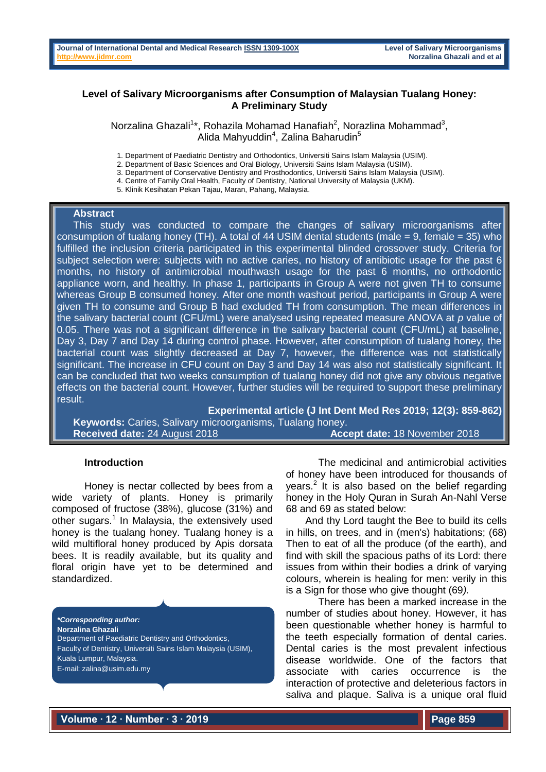# Level of Salivary Microorganisms after Consumption of Malaysian Tualang Honey: A Preliminary Study

Norzalina Ghazali[1]*, Rohazila Mohamad Hanafiah[2], Norazlina Mohammad[3], Alida Mahyuddin[4], Zalina Baharudin[5]

1. Department of Paediatric Dentistry and Orthodontics, Universiti Sains Islam Malaysia (USIM).
2. Department of Basic Sciences and Oral Biology, Universiti Sains Islam Malaysia (USIM).
3. Department of Conservative Dentistry and Prosthodontics, Universiti Sains Islam Malaysia (USIM).
4. Centre of Family Oral Health, Faculty of Dentistry, National University of Malaysia (UKM).
5. Klinik Kesihatan Pekan Tajau, Maran, Pahang, Malaysia.

## Abstract

This study was conducted to compare the changes of salivary microorganisms after consumption of tualang honey (TH). A total of 44 USIM dental students (male = 9, female = 35) who fulfilled the inclusion criteria participated in this experimental blinded crossover study. Criteria for subject selection were: subjects with no active caries, no history of antibiotic usage for the past 6 months, no history of antimicrobial mouthwash usage for the past 6 months, no orthodontic appliance worn, and healthy. In phase 1, participants in Group A were not given TH to consume whereas Group B consumed honey. After one month washout period, participants in Group A were given TH to consume and Group B had excluded TH from consumption. The mean differences in the salivary bacterial count (CFU/mL) were analysed using repeated measure ANOVA at *p* value of 0.05. There was not a significant difference in the salivary bacterial count (CFU/mL) at baseline, Day 3, Day 7 and Day 14 during control phase. However, after consumption of tualang honey, the bacterial count was slightly decreased at Day 7, however, the difference was not statistically significant. The increase in CFU count on Day 3 and Day 14 was also not statistically significant. It can be concluded that two weeks consumption of tualang honey did not give any obvious negative effects on the bacterial count. However, further studies will be required to support these preliminary result.

**Experimental article (J Int Dent Med Res 2019; 12(3): 859-862)**

**Keywords:** Caries, Salivary microorganisms, Tualang honey.

**Received date:** 24 August 2018 **Accept date:** 18 November 2018

## Introduction

Honey is nectar collected by bees from a wide variety of plants. Honey is primarily composed of fructose (38%), glucose (31%) and other sugars.[1] In Malaysia, the extensively used honey is the tualang honey. Tualang honey is a wild multifloral honey produced by Apis dorsata bees. It is readily available, but its quality and floral origin have yet to be determined and standardized.

***Corresponding author:***
**Norzalina Ghazali**
Department of Paediatric Dentistry and Orthodontics, Faculty of Dentistry, Universiti Sains Islam Malaysia (USIM), Kuala Lumpur, Malaysia.
E-mail: zalina@usim.edu.my

The medicinal and antimicrobial activities of honey have been introduced for thousands of years.[2] It is also based on the belief regarding honey in the Holy Quran in Surah An-Nahl Verse 68 and 69 as stated below:

*And thy Lord taught the Bee to build its cells in hills, on trees, and in (men's) habitations; (68) Then to eat of all the produce (of the earth), and find with skill the spacious paths of its Lord: there issues from within their bodies a drink of varying colours, wherein is healing for men: verily in this is a Sign for those who give thought (69).*

There has been a marked increase in the number of studies about honey. However, it has been questionable whether honey is harmful to the teeth especially formation of dental caries. Dental caries is the most prevalent infectious disease worldwide. One of the factors that associate with caries occurrence is the interaction of protective and deleterious factors in saliva and plaque. Saliva is a unique oral fluid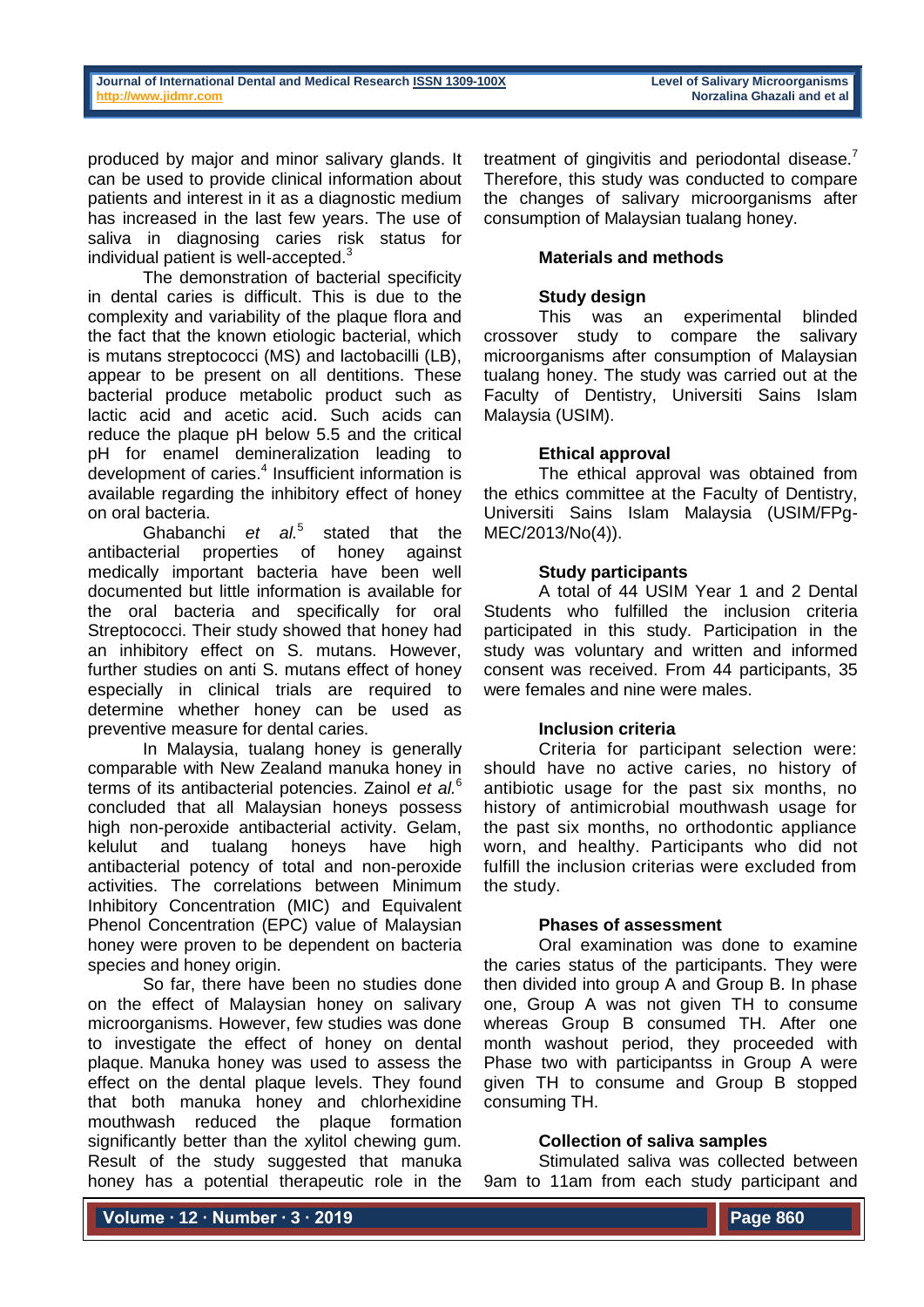produced by major and minor salivary glands. It can be used to provide clinical information about patients and interest in it as a diagnostic medium has increased in the last few years. The use of saliva in diagnosing caries risk status for individual patient is well-accepted.[3]

The demonstration of bacterial specificity in dental caries is difficult. This is due to the complexity and variability of the plaque flora and the fact that the known etiologic bacterial, which is mutans streptococci (MS) and lactobacilli (LB), appear to be present on all dentitions. These bacterial produce metabolic product such as lactic acid and acetic acid. Such acids can reduce the plaque pH below 5.5 and the critical pH for enamel demineralization leading to development of caries.[4] Insufficient information is available regarding the inhibitory effect of honey on oral bacteria.

Ghabanchi *et al.*[5] stated that the antibacterial properties of honey against medically important bacteria have been well documented but little information is available for the oral bacteria and specifically for oral Streptococci. Their study showed that honey had an inhibitory effect on S. mutans. However, further studies on anti S. mutans effect of honey especially in clinical trials are required to determine whether honey can be used as preventive measure for dental caries.

In Malaysia, tualang honey is generally comparable with New Zealand manuka honey in terms of its antibacterial potencies. Zainol *et al.*[6] concluded that all Malaysian honeys possess high non-peroxide antibacterial activity. Gelam, kelulut and tualang honeys have high antibacterial potency of total and non-peroxide activities. The correlations between Minimum Inhibitory Concentration (MIC) and Equivalent Phenol Concentration (EPC) value of Malaysian honey were proven to be dependent on bacteria species and honey origin.

So far, there have been no studies done on the effect of Malaysian honey on salivary microorganisms. However, few studies was done to investigate the effect of honey on dental plaque. Manuka honey was used to assess the effect on the dental plaque levels. They found that both manuka honey and chlorhexidine mouthwash reduced the plaque formation significantly better than the xylitol chewing gum. Result of the study suggested that manuka honey has a potential therapeutic role in the treatment of gingivitis and periodontal disease.[7] Therefore, this study was conducted to compare the changes of salivary microorganisms after consumption of Malaysian tualang honey.

## Materials and methods

### Study design

This was an experimental blinded crossover study to compare the salivary microorganisms after consumption of Malaysian tualang honey. The study was carried out at the Faculty of Dentistry, Universiti Sains Islam Malaysia (USIM).

### Ethical approval

The ethical approval was obtained from the ethics committee at the Faculty of Dentistry, Universiti Sains Islam Malaysia (USIM/FPg-MEC/2013/No(4)).

### Study participants

A total of 44 USIM Year 1 and 2 Dental Students who fulfilled the inclusion criteria participated in this study. Participation in the study was voluntary and written and informed consent was received. From 44 participants, 35 were females and nine were males.

### Inclusion criteria

Criteria for participant selection were: should have no active caries, no history of antibiotic usage for the past six months, no history of antimicrobial mouthwash usage for the past six months, no orthodontic appliance worn, and healthy. Participants who did not fulfill the inclusion criterias were excluded from the study.

### Phases of assessment

Oral examination was done to examine the caries status of the participants. They were then divided into group A and Group B. In phase one, Group A was not given TH to consume whereas Group B consumed TH. After one month washout period, they proceeded with Phase two with participantss in Group A were given TH to consume and Group B stopped consuming TH.

### Collection of saliva samples

Stimulated saliva was collected between 9am to 11am from each study participant and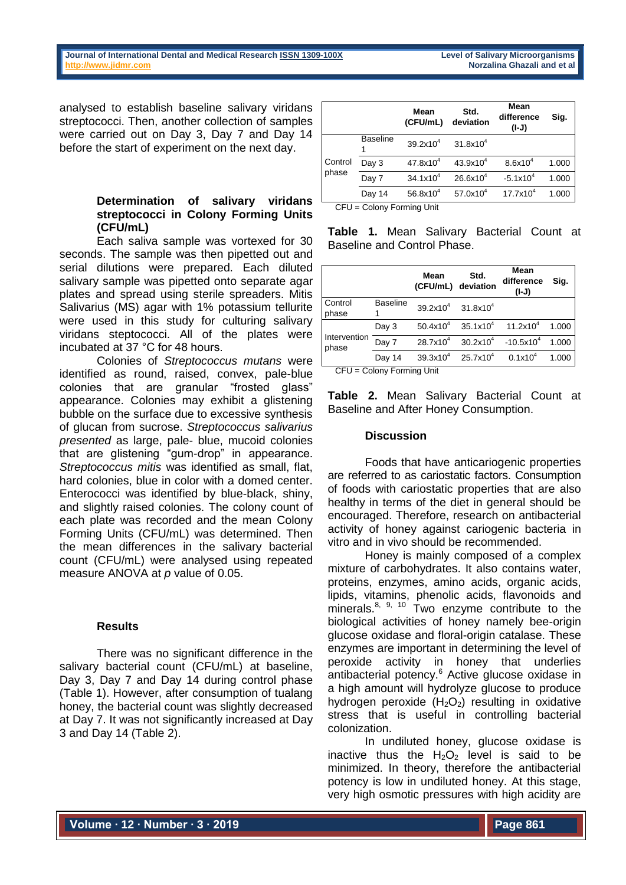analysed to establish baseline salivary viridans streptococci. Then, another collection of samples were carried out on Day 3, Day 7 and Day 14 before the start of experiment on the next day.

### Determination of salivary viridans streptococci in Colony Forming Units (CFU/mL)

Each saliva sample was vortexed for 30 seconds. The sample was then pipetted out and serial dilutions were prepared. Each diluted salivary sample was pipetted onto separate agar plates and spread using sterile spreaders. Mitis Salivarius (MS) agar with 1% potassium tellurite were used in this study for culturing salivary viridans steptococci. All of the plates were incubated at 37 °C for 48 hours.

Colonies of *Streptococcus mutans* were identified as round, raised, convex, pale-blue colonies that are granular "frosted glass" appearance. Colonies may exhibit a glistening bubble on the surface due to excessive synthesis of glucan from sucrose. *Streptococcus salivarius presented* as large, pale- blue, mucoid colonies that are glistening "gum-drop" in appearance. *Streptococcus mitis* was identified as small, flat, hard colonies, blue in color with a domed center. Enterococci was identified by blue-black, shiny, and slightly raised colonies. The colony count of each plate was recorded and the mean Colony Forming Units (CFU/mL) was determined. Then the mean differences in the salivary bacterial count (CFU/mL) were analysed using repeated measure ANOVA at *p* value of 0.05.

### Results

There was no significant difference in the salivary bacterial count (CFU/mL) at baseline, Day 3, Day 7 and Day 14 during control phase (Table 1). However, after consumption of tualang honey, the bacterial count was slightly decreased at Day 7. It was not significantly increased at Day 3 and Day 14 (Table 2).

| | | Mean (CFU/mL) | Std. deviation | Mean difference (I-J) | Sig. |
|---|---|---|---|---|---|
| Control phase | Baseline 1 | $39.2 \times 10^4$ | $31.8 \times 10^4$ | | |
| | Day 3 | $47.8 \times 10^4$ | $43.9 \times 10^4$ | $8.6 \times 10^4$ | 1.000 |
| | Day 7 | $34.1 \times 10^4$ | $26.6 \times 10^4$ | $-5.1 \times 10^4$ | 1.000 |
| | Day 14 | $56.8 \times 10^4$ | $57.0 \times 10^4$ | $17.7 \times 10^4$ | 1.000 |

CFU = Colony Forming Unit

**Table 1.** Mean Salivary Bacterial Count at Baseline and Control Phase.

| | | Mean (CFU/mL) | Std. deviation | Mean difference (I-J) | Sig. |
|---|---|---|---|---|---|
| Control phase | Baseline 1 | $39.2 \times 10^4$ | $31.8 \times 10^4$ | | |
| Intervention phase | Day 3 | $50.4 \times 10^4$ | $35.1 \times 10^4$ | $11.2 \times 10^4$ | 1.000 |
| | Day 7 | $28.7 \times 10^4$ | $30.2 \times 10^4$ | $-10.5 \times 10^4$ | 1.000 |
| | Day 14 | $39.3 \times 10^4$ | $25.7 \times 10^4$ | $0.1 \times 10^4$ | 1.000 |

CFU = Colony Forming Unit

**Table 2.** Mean Salivary Bacterial Count at Baseline and After Honey Consumption.

### Discussion

Foods that have anticariogenic properties are referred to as cariostatic factors. Consumption of foods with cariostatic properties that are also healthy in terms of the diet in general should be encouraged. Therefore, research on antibacterial activity of honey against cariogenic bacteria in vitro and in vivo should be recommended.

Honey is mainly composed of a complex mixture of carbohydrates. It also contains water, proteins, enzymes, amino acids, organic acids, lipids, vitamins, phenolic acids, flavonoids and minerals.[8, 9, 10] Two enzyme contribute to the biological activities of honey namely bee-origin glucose oxidase and floral-origin catalase. These enzymes are important in determining the level of peroxide activity in honey that underlies antibacterial potency.[6] Active glucose oxidase in a high amount will hydrolyze glucose to produce hydrogen peroxide ($H_2O_2$) resulting in oxidative stress that is useful in controlling bacterial colonization.

In undiluted honey, glucose oxidase is inactive thus the $H_2O_2$ level is said to be minimized. In theory, therefore the antibacterial potency is low in undiluted honey. At this stage, very high osmotic pressures with high acidity are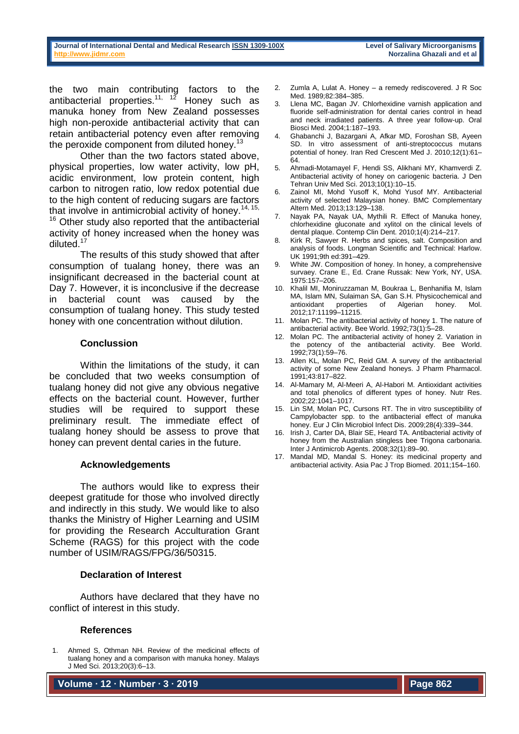the two main contributing factors to the antibacterial properties.[11, 12] Honey such as manuka honey from New Zealand possesses high non-peroxide antibacterial activity that can retain antibacterial potency even after removing the peroxide component from diluted honey.[13]

Other than the two factors stated above, physical properties, low water activity, low pH, acidic environment, low protein content, high carbon to nitrogen ratio, low redox potential due to the high content of reducing sugars are factors that involve in antimicrobial activity of honey.[14, 15, 16] Other study also reported that the antibacterial activity of honey increased when the honey was diluted.[17]

The results of this study showed that after consumption of tualang honey, there was an insignificant decreased in the bacterial count at Day 7. However, it is inconclusive if the decrease in bacterial count was caused by the consumption of tualang honey. This study tested honey with one concentration without dilution.

## Conclussion

Within the limitations of the study, it can be concluded that two weeks consumption of tualang honey did not give any obvious negative effects on the bacterial count. However, further studies will be required to support these preliminary result. The immediate effect of tualang honey should be assess to prove that honey can prevent dental caries in the future.

## Acknowledgements

The authors would like to express their deepest gratitude for those who involved directly and indirectly in this study. We would like to also thanks the Ministry of Higher Learning and USIM for providing the Research Acculturation Grant Scheme (RAGS) for this project with the code number of USIM/RAGS/FPG/36/50315.

## Declaration of Interest

Authors have declared that they have no conflict of interest in this study.

## References

1. Ahmed S, Othman NH. Review of the medicinal effects of tualang honey and a comparison with manuka honey. Malays J Med Sci. 2013;20(3):6–13.
2. Zumla A, Lulat A. Honey – a remedy rediscovered. J R Soc Med. 1989;82:384–385.
3. Llena MC, Bagan JV. Chlorhexidine varnish application and fluoride self-administration for dental caries control in head and neck irradiated patients. A three year follow-up. Oral Biosci Med. 2004;1:187–193.
4. Ghabanchi J, Bazargani A, Afkar MD, Foroshan SB, Ayeen SD. In vitro assessment of anti-streptococcus mutans potential of honey. Iran Red Crescent Med J. 2010;12(1):61–64.
5. Ahmadi-Motamayel F, Hendi SS, Alikhani MY, Khamverdi Z. Antibacterial activity of honey on cariogenic bacteria. J Den Tehran Univ Med Sci. 2013;10(1):10–15.
6. Zainol MI, Mohd Yusoff K, Mohd Yusof MY. Antibacterial activity of selected Malaysian honey. BMC Complementary Altern Med. 2013;13:129–138.
7. Nayak PA, Nayak UA, Mythili R. Effect of Manuka honey, chlorhexidine gluconate and xylitol on the clinical levels of dental plaque. Contemp Clin Dent. 2010;1(4):214–217.
8. Kirk R, Sawyer R. Herbs and spices, salt. Composition and analysis of foods. Longman Scientific and Technical: Harlow. UK 1991;9th ed:391–429.
9. White JW. Composition of honey. In honey, a comprehensive survaey. Crane E., Ed. Crane Russak: New York, NY, USA. 1975:157–206.
10. Khalil MI, Moniruzzaman M, Boukraa L, Benhanifia M, Islam MA, Islam MN, Sulaiman SA, Gan S.H. Physicochemical and antioxidant properties of Algerian honey. Mol. 2012;17:11199–11215.
11. Molan PC. The antibacterial activity of honey 1. The nature of antibacterial activity. Bee World. 1992;73(1):5–28.
12. Molan PC. The antibacterial activity of honey 2. Variation in the potency of the antibacterial activity. Bee World. 1992;73(1):59–76.
13. Allen KL, Molan PC, Reid GM. A survey of the antibacterial activity of some New Zealand honeys. J Pharm Pharmacol. 1991;43:817–822.
14. Al-Mamary M, Al-Meeri A, Al-Habori M. Antioxidant activities and total phenolics of different types of honey. Nutr Res. 2002;22:1041–1017.
15. Lin SM, Molan PC, Cursons RT. The in vitro susceptibility of Campylobacter spp. to the antibacterial effect of manuka honey. Eur J Clin Microbiol Infect Dis. 2009;28(4):339–344.
16. Irish J, Carter DA, Blair SE, Heard TA. Antibacterial activity of honey from the Australian stingless bee Trigona carbonaria. Inter J Antimicrob Agents. 2008;32(1):89–90.
17. Mandal MD, Mandal S. Honey: its medicinal property and antibacterial activity. Asia Pac J Trop Biomed. 2011;154–160.